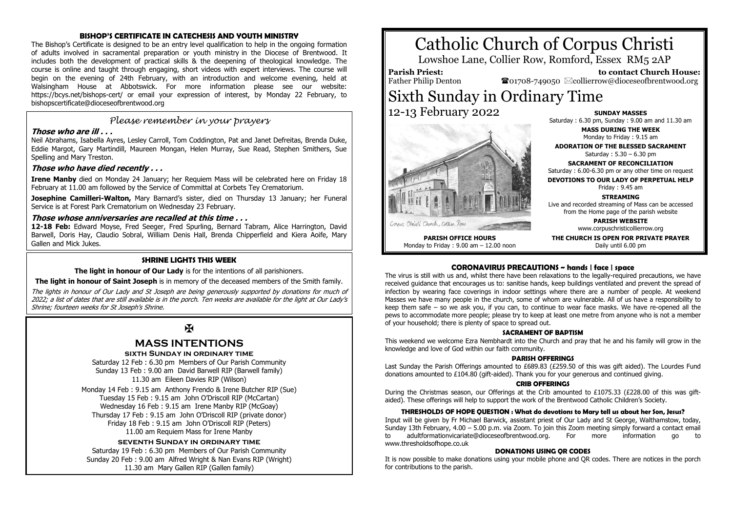# Catholic Church of Corpus Christi

Lowshoe Lane, Collier Row, Romford, Essex RM5 2AP

**Parish Priest:** Father Philip Denton

**to contact Church House:** ☎01708-749050 ✉collierrow@dioceseofbrentwood.org

# Sixth Sunday in Ordinary Time

12-13 February 2022

**SUNDAY MASSES**
Saturday : 6.30 pm, Sunday : 9.00 am and 11.30 am

**MASS DURING THE WEEK**
Monday to Friday : 9.15 am

**ADORATION OF THE BLESSED SACRAMENT**
Saturday : 5.30 – 6.30 pm

**SACRAMENT OF RECONCILIATION**
Saturday : 6.00-6.30 pm or any other time on request

**DEVOTIONS TO OUR LADY OF PERPETUAL HELP**
Friday : 9.45 am

**STREAMING**
Live and recorded streaming of Mass can be accessed from the Home page of the parish website

**PARISH WEBSITE**
www.corpuschristicollierrow.org

**PARISH OFFICE HOURS**
Monday to Friday : 9.00 am – 12.00 noon

**THE CHURCH IS OPEN FOR PRIVATE PRAYER**
Daily until 6.00 pm

## CORONAVIRUS PRECAUTIONS ~ hands | face | space

The virus is still with us and, whilst there have been relaxations to the legally-required precautions, we have received guidance that encourages us to: sanitise hands, keep buildings ventilated and prevent the spread of infection by wearing face coverings in indoor settings where there are a number of people. At weekend Masses we have many people in the church, some of whom are vulnerable. All of us have a responsibility to keep them safe – so we ask you, if you can, to continue to wear face masks. We have re-opened all the pews to accommodate more people; please try to keep at least one metre from anyone who is not a member of your household; there is plenty of space to spread out.

## SACRAMENT OF BAPTISM

This weekend we welcome Ezra Nembhardt into the Church and pray that he and his family will grow in the knowledge and love of God within our faith community.

## PARISH OFFERINGS

Last Sunday the Parish Offerings amounted to £689.83 (£259.50 of this was gift aided). The Lourdes Fund donations amounted to £104.80 (gift-aided). Thank you for your generous and continued giving.

## CRIB OFFERINGS

During the Christmas season, our Offerings at the Crib amounted to £1075.33 (£228.00 of this was gift-aided). These offerings will help to support the work of the Brentwood Catholic Children's Society.

## THRESHOLDS OF HOPE QUESTION : What do devotions to Mary tell us about her Son, Jesus?

Input will be given by Fr Michael Barwick, assistant priest of Our Lady and St George, Walthamstow, today, Sunday 13th February, 4.00 – 5.00 p.m. via Zoom. To join this Zoom meeting simply forward a contact email to adultformationvicariate@dioceseofbrentwood.org. For more information go to www.thresholdsofhope.co.uk

## DONATIONS USING QR CODES

It is now possible to make donations using your mobile phone and QR codes. There are notices in the porch for contributions to the parish.

## BISHOP'S CERTIFICATE IN CATECHESIS AND YOUTH MINISTRY

The Bishop's Certificate is designed to be an entry level qualification to help in the ongoing formation of adults involved in sacramental preparation or youth ministry in the Diocese of Brentwood. It includes both the development of practical skills & the deepening of theological knowledge. The course is online and taught through engaging, short videos with expert interviews. The course will begin on the evening of 24th February, with an introduction and welcome evening, held at Walsingham House at Abbotswick. For more information please see our website: https://bcys.net/bishops-cert/ or email your expression of interest, by Monday 22 February, to bishopscertificate@dioceseofbrentwood.org

## *Please remember in your prayers*

***Those who are ill . . .***

Neil Abrahams, Isabella Ayres, Lesley Carroll, Tom Coddington, Pat and Janet Defreitas, Brenda Duke, Eddie Margot, Gary Martindill, Maureen Mongan, Helen Murray, Sue Read, Stephen Smithers, Sue Spelling and Mary Treston.

***Those who have died recently . . .***

**Irene Manby** died on Monday 24 January; her Requiem Mass will be celebrated here on Friday 18 February at 11.00 am followed by the Service of Committal at Corbets Tey Crematorium.

**Josephine Camilleri-Walton,** Mary Barnard's sister, died on Thursday 13 January; her Funeral Service is at Forest Park Crematorium on Wednesday 23 February.

***Those whose anniversaries are recalled at this time . . .***

**12-18 Feb:** Edward Moyse, Fred Seeger, Fred Spurling, Bernard Tabram, Alice Harrington, David Barwell, Doris Hay, Claudio Sobral, William Denis Hall, Brenda Chipperfield and Kiera Aoife, Mary Gallen and Mick Jukes.

## SHRINE LIGHTS THIS WEEK

**The light in honour of Our Lady** is for the intentions of all parishioners.

**The light in honour of Saint Joseph** is in memory of the deceased members of the Smith family.

*The lights in honour of Our Lady and St Joseph are being generously supported by donations for much of 2022; a list of dates that are still available is in the porch. Ten weeks are available for the light at Our Lady's Shrine; fourteen weeks for St Joseph's Shrine.*

✠

## MASS INTENTIONS

### SIXTH SUNDAY IN ORDINARY TIME

Saturday 12 Feb : 6.30 pm Members of Our Parish Community
Sunday 13 Feb : 9.00 am David Barwell RIP (Barwell family)
11.30 am Eileen Davies RIP (Wilson)

Monday 14 Feb : 9.15 am Anthony Frendo & Irene Butcher RIP (Sue)
Tuesday 15 Feb : 9.15 am John O'Driscoll RIP (McCartan)
Wednesday 16 Feb : 9.15 am Irene Manby RIP (McGoay)
Thursday 17 Feb : 9.15 am John O'Driscoll RIP (private donor)
Friday 18 Feb : 9.15 am John O'Driscoll RIP (Peters)
11.00 am Requiem Mass for Irene Manby

### SEVENTH SUNDAY IN ORDINARY TIME

Saturday 19 Feb : 6.30 pm Members of Our Parish Community
Sunday 20 Feb : 9.00 am Alfred Wright & Nan Evans RIP (Wright)
11.30 am Mary Gallen RIP (Gallen family)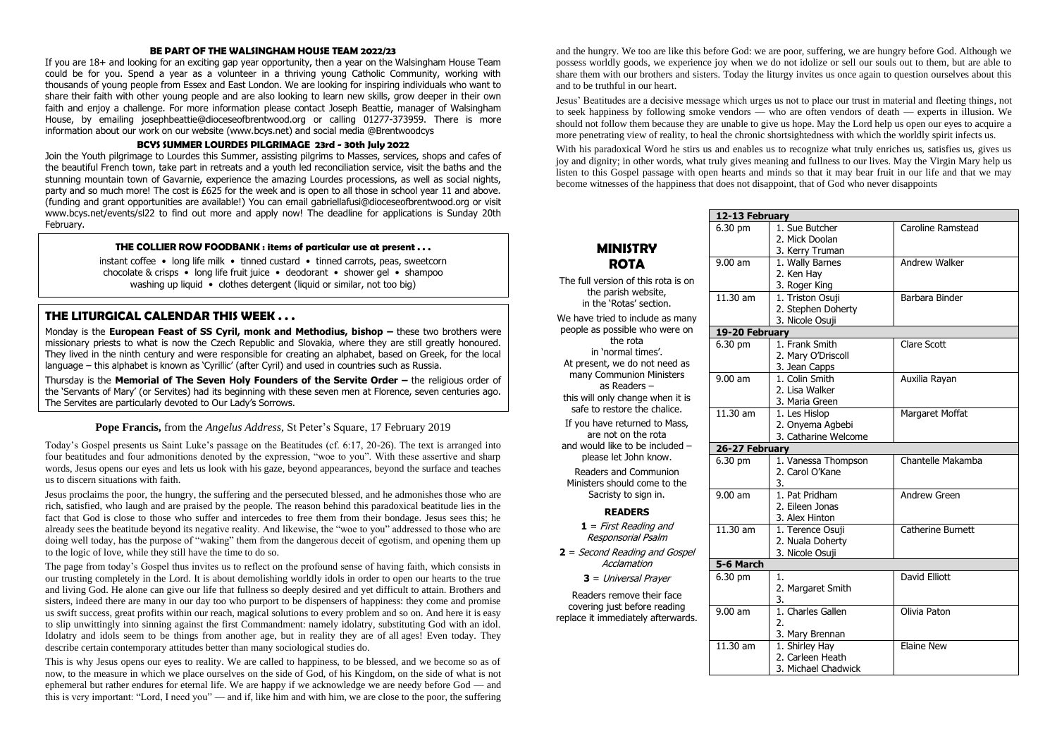### BE PART OF THE WALSINGHAM HOUSE TEAM 2022/23

If you are 18+ and looking for an exciting gap year opportunity, then a year on the Walsingham House Team could be for you. Spend a year as a volunteer in a thriving young Catholic Community, working with thousands of young people from Essex and East London. We are looking for inspiring individuals who want to share their faith with other young people and are also looking to learn new skills, grow deeper in their own faith and enjoy a challenge. For more information please contact Joseph Beattie, manager of Walsingham House, by emailing josephbeattie@dioceseofbrentwood.org or calling 01277-373959. There is more information about our work on our website (www.bcys.net) and social media @Brentwoodcys

### BCYS SUMMER LOURDES PILGRIMAGE 23rd - 30th July 2022

Join the Youth pilgrimage to Lourdes this Summer, assisting pilgrims to Masses, services, shops and cafes of the beautiful French town, take part in retreats and a youth led reconciliation service, visit the baths and the stunning mountain town of Gavarnie, experience the amazing Lourdes processions, as well as social nights, party and so much more! The cost is £625 for the week and is open to all those in school year 11 and above. (funding and grant opportunities are available!) You can email gabriellafusi@dioceseofbrentwood.org or visit www.bcys.net/events/sl22 to find out more and apply now! The deadline for applications is Sunday 20th February.

### THE COLLIER ROW FOODBANK : items of particular use at present . . .

instant coffee • long life milk • tinned custard • tinned carrots, peas, sweetcorn
chocolate & crisps • long life fruit juice • deodorant • shower gel • shampoo
washing up liquid • clothes detergent (liquid or similar, not too big)

## THE LITURGICAL CALENDAR THIS WEEK . . .

Monday is the **European Feast of SS Cyril, monk and Methodius, bishop –** these two brothers were missionary priests to what is now the Czech Republic and Slovakia, where they are still greatly honoured. They lived in the ninth century and were responsible for creating an alphabet, based on Greek, for the local language – this alphabet is known as 'Cyrillic' (after Cyril) and used in countries such as Russia.

Thursday is the **Memorial of The Seven Holy Founders of the Servite Order –** the religious order of the 'Servants of Mary' (or Servites) had its beginning with these seven men at Florence, seven centuries ago. The Servites are particularly devoted to Our Lady's Sorrows.

**Pope Francis,** from the *Angelus Address*, St Peter's Square, 17 February 2019

Today's Gospel presents us Saint Luke's passage on the Beatitudes (cf. 6:17, 20-26). The text is arranged into four beatitudes and four admonitions denoted by the expression, "woe to you". With these assertive and sharp words, Jesus opens our eyes and lets us look with his gaze, beyond appearances, beyond the surface and teaches us to discern situations with faith.

Jesus proclaims the poor, the hungry, the suffering and the persecuted blessed, and he admonishes those who are rich, satisfied, who laugh and are praised by the people. The reason behind this paradoxical beatitude lies in the fact that God is close to those who suffer and intercedes to free them from their bondage. Jesus sees this; he already sees the beatitude beyond its negative reality. And likewise, the "woe to you" addressed to those who are doing well today, has the purpose of "waking" them from the dangerous deceit of egotism, and opening them up to the logic of love, while they still have the time to do so.

The page from today's Gospel thus invites us to reflect on the profound sense of having faith, which consists in our trusting completely in the Lord. It is about demolishing worldly idols in order to open our hearts to the true and living God. He alone can give our life that fullness so deeply desired and yet difficult to attain. Brothers and sisters, indeed there are many in our day too who purport to be dispensers of happiness: they come and promise us swift success, great profits within our reach, magical solutions to every problem and so on. And here it is easy to slip unwittingly into sinning against the first Commandment: namely idolatry, substituting God with an idol. Idolatry and idols seem to be things from another age, but in reality they are of all ages! Even today. They describe certain contemporary attitudes better than many sociological studies do.

This is why Jesus opens our eyes to reality. We are called to happiness, to be blessed, and we become so as of now, to the measure in which we place ourselves on the side of God, of his Kingdom, on the side of what is not ephemeral but rather endures for eternal life. We are happy if we acknowledge we are needy before God — and this is very important: "Lord, I need you" — and if, like him and with him, we are close to the poor, the suffering and the hungry. We too are like this before God: we are poor, suffering, we are hungry before God. Although we possess worldly goods, we experience joy when we do not idolize or sell our souls out to them, but are able to share them with our brothers and sisters. Today the liturgy invites us once again to question ourselves about this and to be truthful in our heart.

Jesus' Beatitudes are a decisive message which urges us not to place our trust in material and fleeting things, not to seek happiness by following smoke vendors — who are often vendors of death — experts in illusion. We should not follow them because they are unable to give us hope. May the Lord help us open our eyes to acquire a more penetrating view of reality, to heal the chronic shortsightedness with which the worldly spirit infects us.

With his paradoxical Word he stirs us and enables us to recognize what truly enriches us, satisfies us, gives us joy and dignity; in other words, what truly gives meaning and fullness to our lives. May the Virgin Mary help us listen to this Gospel passage with open hearts and minds so that it may bear fruit in our life and that we may become witnesses of the happiness that does not disappoint, that of God who never disappoints

## MINISTRY ROTA

The full version of this rota is on the parish website, in the 'Rotas' section.

We have tried to include as many people as possible who were on the rota in 'normal times'.
At present, we do not need as many Communion Ministers as Readers – this will only change when it is safe to restore the chalice.

If you have returned to Mass, are not on the rota and would like to be included – please let John know.

Readers and Communion Ministers should come to the Sacristy to sign in.

### READERS

**1** = *First Reading and Responsorial Psalm*

**2** = *Second Reading and Gospel Acclamation*

**3** = *Universal Prayer*

Readers remove their face covering just before reading replace it immediately afterwards.

| | | |
|---|---|---|
| **12-13 February** | | |
| 6.30 pm | 1. Sue Butcher<br>2. Mick Doolan<br>3. Kerry Truman | Caroline Ramstead |
| 9.00 am | 1. Wally Barnes<br>2. Ken Hay<br>3. Roger King | Andrew Walker |
| 11.30 am | 1. Triston Osuji<br>2. Stephen Doherty<br>3. Nicole Osuji | Barbara Binder |
| **19-20 February** | | |
| 6.30 pm | 1. Frank Smith<br>2. Mary O'Driscoll<br>3. Jean Capps | Clare Scott |
| 9.00 am | 1. Colin Smith<br>2. Lisa Walker<br>3. Maria Green | Auxilia Rayan |
| 11.30 am | 1. Les Hislop<br>2. Onyema Agbebi<br>3. Catharine Welcome | Margaret Moffat |
| **26-27 February** | | |
| 6.30 pm | 1. Vanessa Thompson<br>2. Carol O'Kane<br>3. | Chantelle Makamba |
| 9.00 am | 1. Pat Pridham<br>2. Eileen Jonas<br>3. Alex Hinton | Andrew Green |
| 11.30 am | 1. Terence Osuji<br>2. Nuala Doherty<br>3. Nicole Osuji | Catherine Burnett |
| **5-6 March** | | |
| 6.30 pm | 1.<br>2. Margaret Smith<br>3. | David Elliott |
| 9.00 am | 1. Charles Gallen<br>2.<br>3. Mary Brennan | Olivia Paton |
| 11.30 am | 1. Shirley Hay<br>2. Carleen Heath<br>3. Michael Chadwick | Elaine New |